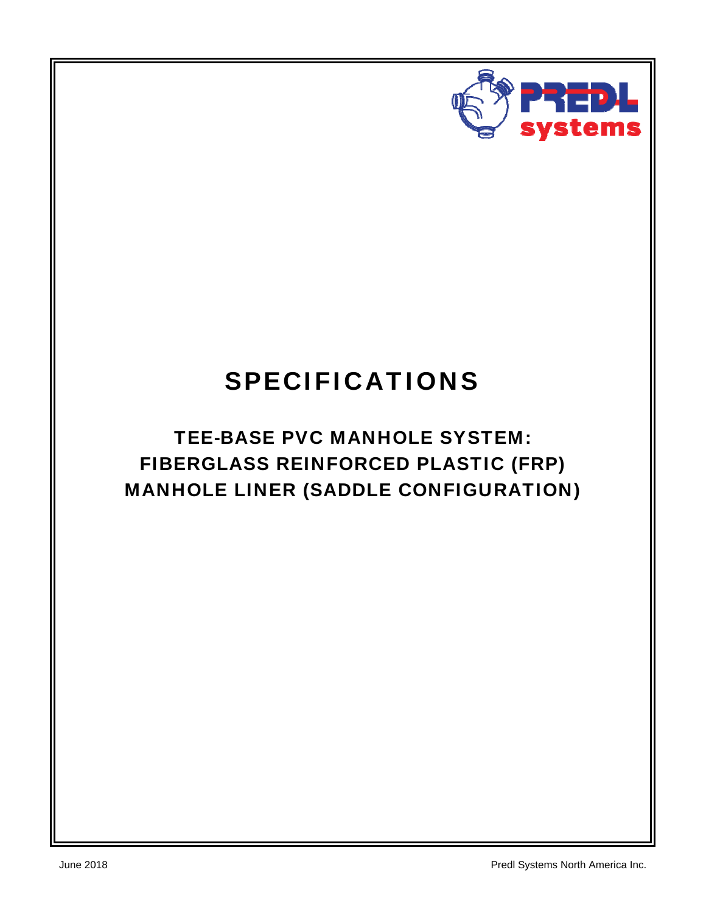# SPECIFICATIONS

## TEE-BASE PVC MANHOLE SYSTEM: FIBERGLASS REINFORCED PLASTIC (FRP) MANHOLE LINER (SADDLE CONFIGURATION)

June 2018

Predl Systems North America Inc.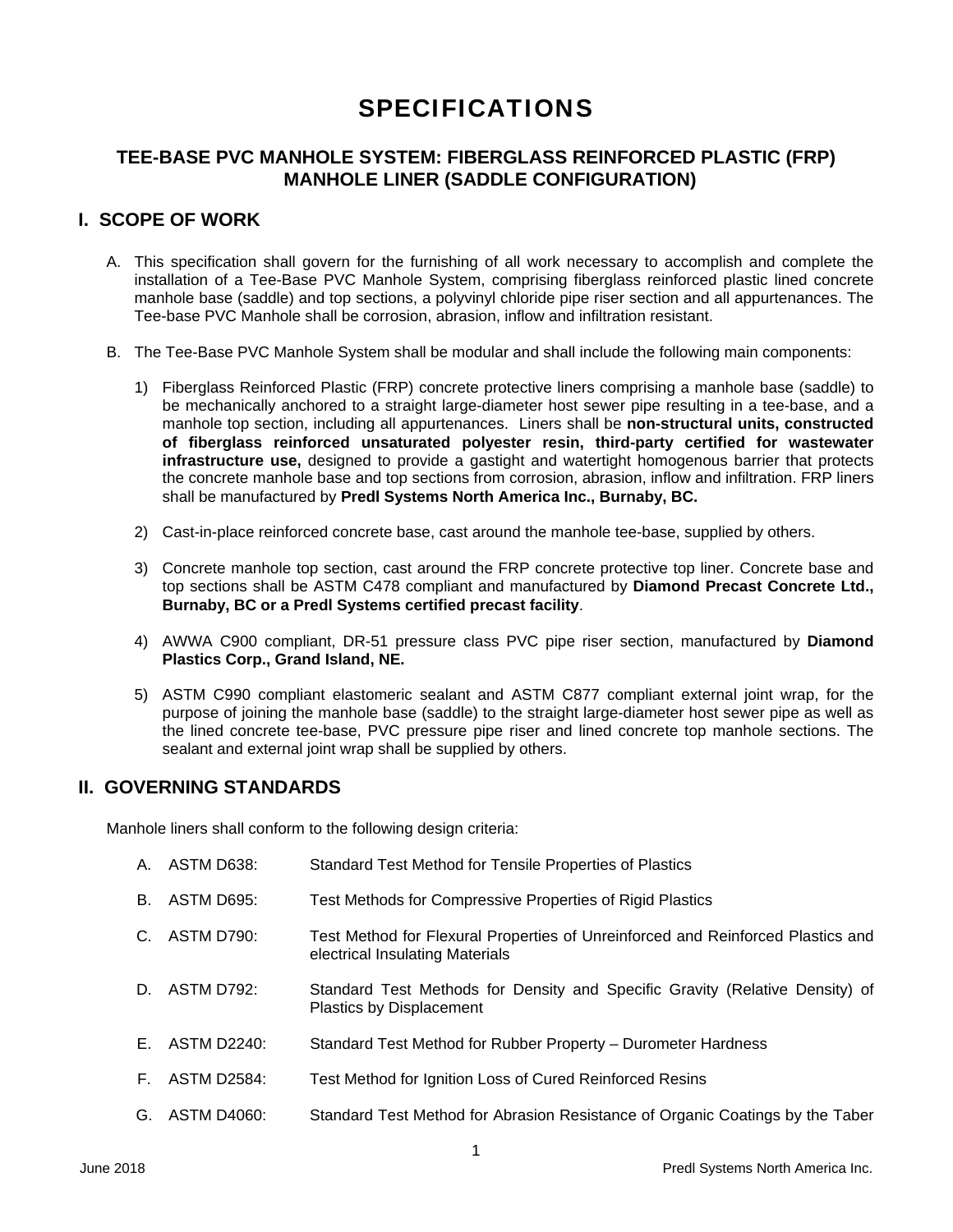# SPECIFICATIONS

## TEE-BASE PVC MANHOLE SYSTEM: FIBERGLASS REINFORCED PLASTIC (FRP) MANHOLE LINER (SADDLE CONFIGURATION)

## I. SCOPE OF WORK

A. This specification shall govern for the furnishing of all work necessary to accomplish and complete the installation of a Tee-Base PVC Manhole System, comprising fiberglass reinforced plastic lined concrete manhole base (saddle) and top sections, a polyvinyl chloride pipe riser section and all appurtenances. The Tee-base PVC Manhole shall be corrosion, abrasion, inflow and infiltration resistant.

B. The Tee-Base PVC Manhole System shall be modular and shall include the following main components:

1) Fiberglass Reinforced Plastic (FRP) concrete protective liners comprising a manhole base (saddle) to be mechanically anchored to a straight large-diameter host sewer pipe resulting in a tee-base, and a manhole top section, including all appurtenances. Liners shall be **non-structural units, constructed of fiberglass reinforced unsaturated polyester resin, third-party certified for wastewater infrastructure use,** designed to provide a gastight and watertight homogenous barrier that protects the concrete manhole base and top sections from corrosion, abrasion, inflow and infiltration. FRP liners shall be manufactured by **Predl Systems North America Inc., Burnaby, BC.**

2) Cast-in-place reinforced concrete base, cast around the manhole tee-base, supplied by others.

3) Concrete manhole top section, cast around the FRP concrete protective top liner. Concrete base and top sections shall be ASTM C478 compliant and manufactured by **Diamond Precast Concrete Ltd., Burnaby, BC or a Predl Systems certified precast facility**.

4) AWWA C900 compliant, DR-51 pressure class PVC pipe riser section, manufactured by **Diamond Plastics Corp., Grand Island, NE.**

5) ASTM C990 compliant elastomeric sealant and ASTM C877 compliant external joint wrap, for the purpose of joining the manhole base (saddle) to the straight large-diameter host sewer pipe as well as the lined concrete tee-base, PVC pressure pipe riser and lined concrete top manhole sections. The sealant and external joint wrap shall be supplied by others.

## II. GOVERNING STANDARDS

Manhole liners shall conform to the following design criteria:

A. ASTM D638: Standard Test Method for Tensile Properties of Plastics

B. ASTM D695: Test Methods for Compressive Properties of Rigid Plastics

C. ASTM D790: Test Method for Flexural Properties of Unreinforced and Reinforced Plastics and electrical Insulating Materials

D. ASTM D792: Standard Test Methods for Density and Specific Gravity (Relative Density) of Plastics by Displacement

E. ASTM D2240: Standard Test Method for Rubber Property – Durometer Hardness

F. ASTM D2584: Test Method for Ignition Loss of Cured Reinforced Resins

G. ASTM D4060: Standard Test Method for Abrasion Resistance of Organic Coatings by the Taber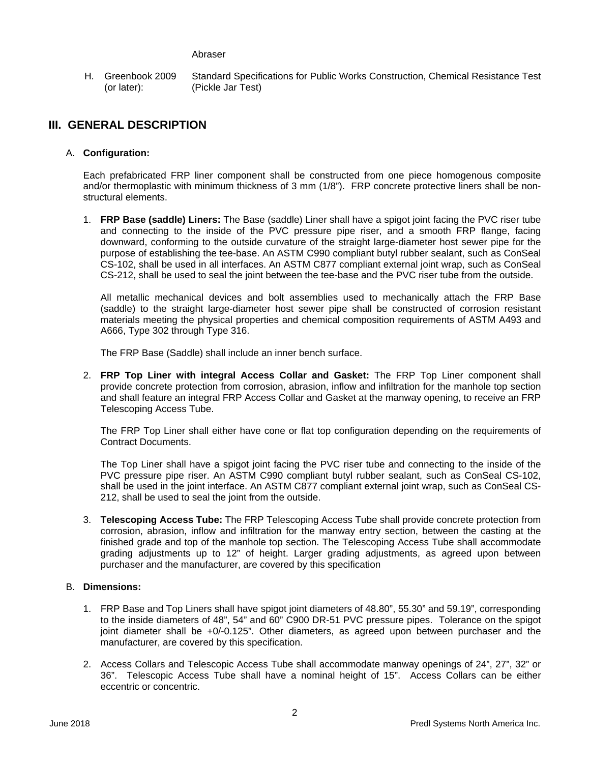Abraser

H. Greenbook 2009 (or later): Standard Specifications for Public Works Construction, Chemical Resistance Test (Pickle Jar Test)

## III. GENERAL DESCRIPTION

A. **Configuration:**

Each prefabricated FRP liner component shall be constructed from one piece homogenous composite and/or thermoplastic with minimum thickness of 3 mm (1/8"). FRP concrete protective liners shall be non-structural elements.

1. **FRP Base (saddle) Liners:** The Base (saddle) Liner shall have a spigot joint facing the PVC riser tube and connecting to the inside of the PVC pressure pipe riser, and a smooth FRP flange, facing downward, conforming to the outside curvature of the straight large-diameter host sewer pipe for the purpose of establishing the tee-base. An ASTM C990 compliant butyl rubber sealant, such as ConSeal CS-102, shall be used in all interfaces. An ASTM C877 compliant external joint wrap, such as ConSeal CS-212, shall be used to seal the joint between the tee-base and the PVC riser tube from the outside.

   All metallic mechanical devices and bolt assemblies used to mechanically attach the FRP Base (saddle) to the straight large-diameter host sewer pipe shall be constructed of corrosion resistant materials meeting the physical properties and chemical composition requirements of ASTM A493 and A666, Type 302 through Type 316.

   The FRP Base (Saddle) shall include an inner bench surface.

2. **FRP Top Liner with integral Access Collar and Gasket:** The FRP Top Liner component shall provide concrete protection from corrosion, abrasion, inflow and infiltration for the manhole top section and shall feature an integral FRP Access Collar and Gasket at the manway opening, to receive an FRP Telescoping Access Tube.

   The FRP Top Liner shall either have cone or flat top configuration depending on the requirements of Contract Documents.

   The Top Liner shall have a spigot joint facing the PVC riser tube and connecting to the inside of the PVC pressure pipe riser. An ASTM C990 compliant butyl rubber sealant, such as ConSeal CS-102, shall be used in the joint interface. An ASTM C877 compliant external joint wrap, such as ConSeal CS-212, shall be used to seal the joint from the outside.

3. **Telescoping Access Tube:** The FRP Telescoping Access Tube shall provide concrete protection from corrosion, abrasion, inflow and infiltration for the manway entry section, between the casting at the finished grade and top of the manhole top section. The Telescoping Access Tube shall accommodate grading adjustments up to 12" of height. Larger grading adjustments, as agreed upon between purchaser and the manufacturer, are covered by this specification

B. **Dimensions:**

1. FRP Base and Top Liners shall have spigot joint diameters of 48.80", 55.30" and 59.19", corresponding to the inside diameters of 48", 54" and 60" C900 DR-51 PVC pressure pipes. Tolerance on the spigot joint diameter shall be +0/-0.125". Other diameters, as agreed upon between purchaser and the manufacturer, are covered by this specification.

2. Access Collars and Telescopic Access Tube shall accommodate manway openings of 24", 27", 32" or 36". Telescopic Access Tube shall have a nominal height of 15". Access Collars can be either eccentric or concentric.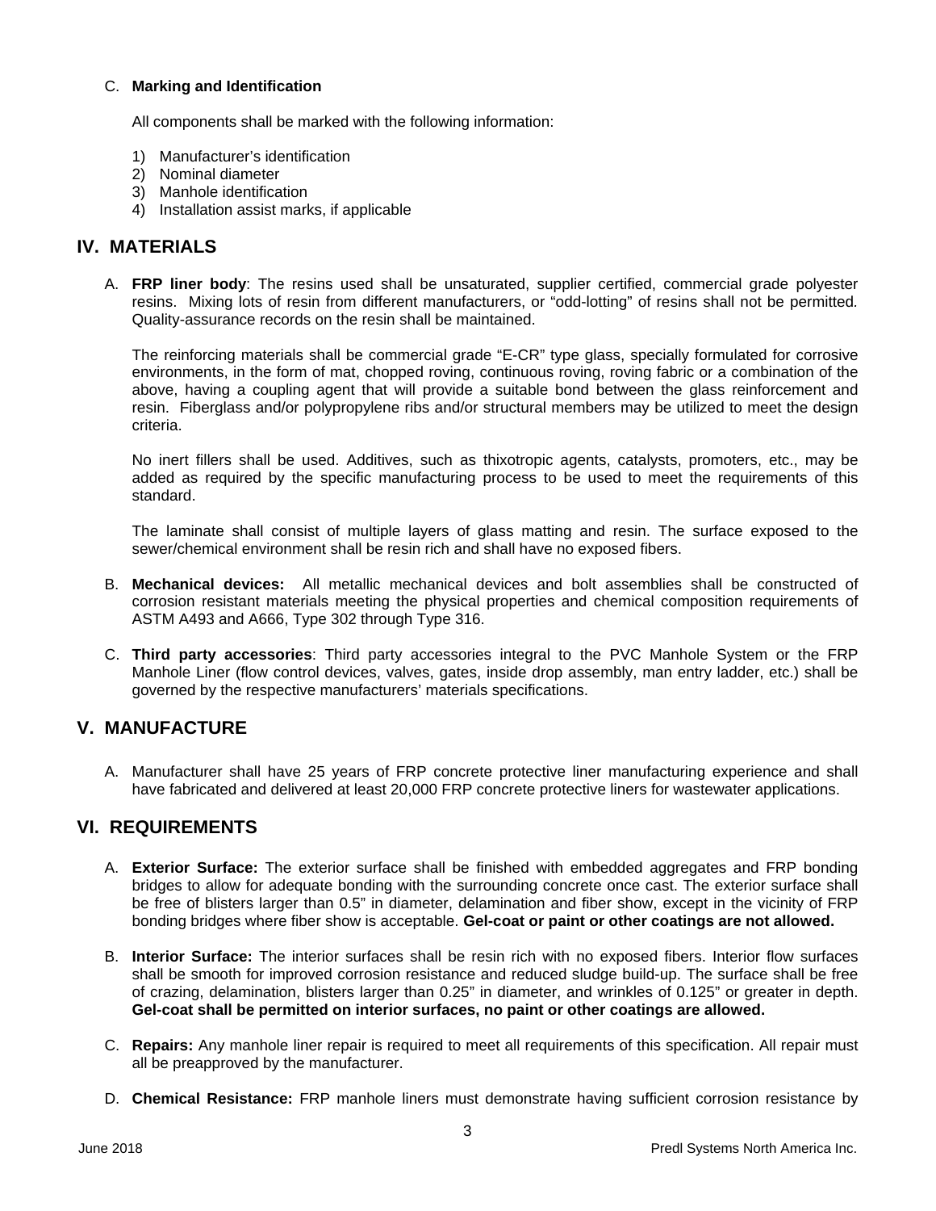C. **Marking and Identification**

All components shall be marked with the following information:

1) Manufacturer's identification
2) Nominal diameter
3) Manhole identification
4) Installation assist marks, if applicable

## IV. MATERIALS

A. **FRP liner body**: The resins used shall be unsaturated, supplier certified, commercial grade polyester resins. Mixing lots of resin from different manufacturers, or "odd-lotting" of resins shall not be permitted. Quality-assurance records on the resin shall be maintained.

The reinforcing materials shall be commercial grade "E-CR" type glass, specially formulated for corrosive environments, in the form of mat, chopped roving, continuous roving, roving fabric or a combination of the above, having a coupling agent that will provide a suitable bond between the glass reinforcement and resin. Fiberglass and/or polypropylene ribs and/or structural members may be utilized to meet the design criteria.

No inert fillers shall be used. Additives, such as thixotropic agents, catalysts, promoters, etc., may be added as required by the specific manufacturing process to be used to meet the requirements of this standard.

The laminate shall consist of multiple layers of glass matting and resin. The surface exposed to the sewer/chemical environment shall be resin rich and shall have no exposed fibers.

B. **Mechanical devices:** All metallic mechanical devices and bolt assemblies shall be constructed of corrosion resistant materials meeting the physical properties and chemical composition requirements of ASTM A493 and A666, Type 302 through Type 316.

C. **Third party accessories**: Third party accessories integral to the PVC Manhole System or the FRP Manhole Liner (flow control devices, valves, gates, inside drop assembly, man entry ladder, etc.) shall be governed by the respective manufacturers' materials specifications.

## V. MANUFACTURE

A. Manufacturer shall have 25 years of FRP concrete protective liner manufacturing experience and shall have fabricated and delivered at least 20,000 FRP concrete protective liners for wastewater applications.

## VI. REQUIREMENTS

A. **Exterior Surface:** The exterior surface shall be finished with embedded aggregates and FRP bonding bridges to allow for adequate bonding with the surrounding concrete once cast. The exterior surface shall be free of blisters larger than 0.5" in diameter, delamination and fiber show, except in the vicinity of FRP bonding bridges where fiber show is acceptable. **Gel-coat or paint or other coatings are not allowed.**

B. **Interior Surface:** The interior surfaces shall be resin rich with no exposed fibers. Interior flow surfaces shall be smooth for improved corrosion resistance and reduced sludge build-up. The surface shall be free of crazing, delamination, blisters larger than 0.25" in diameter, and wrinkles of 0.125" or greater in depth. **Gel-coat shall be permitted on interior surfaces, no paint or other coatings are allowed.**

C. **Repairs:** Any manhole liner repair is required to meet all requirements of this specification. All repair must all be preapproved by the manufacturer.

D. **Chemical Resistance:** FRP manhole liners must demonstrate having sufficient corrosion resistance by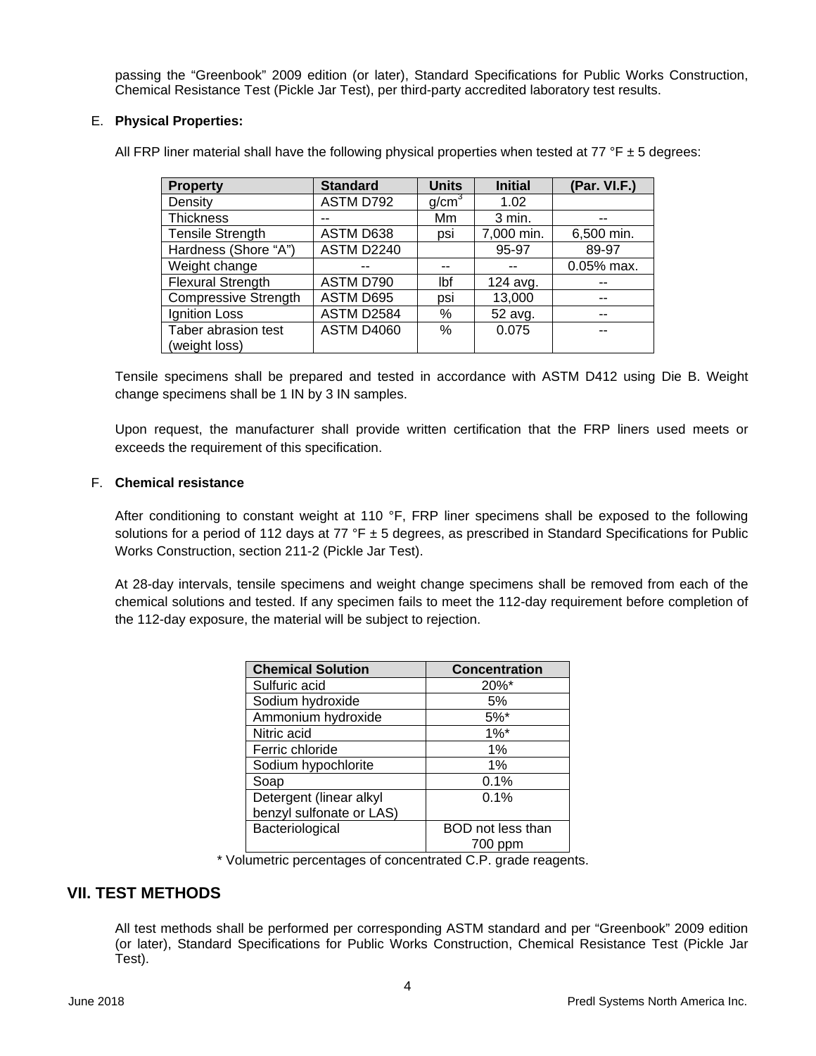passing the “Greenbook” 2009 edition (or later), Standard Specifications for Public Works Construction, Chemical Resistance Test (Pickle Jar Test), per third-party accredited laboratory test results.

E. **Physical Properties:**

All FRP liner material shall have the following physical properties when tested at 77 °F ± 5 degrees:

| Property | Standard | Units | Initial | (Par. VI.F.) |
|---|---|---|---|---|
| Density | ASTM D792 | g/cm$^3$ | 1.02 | |
| Thickness | -- | Mm | 3 min. | -- |
| Tensile Strength | ASTM D638 | psi | 7,000 min. | 6,500 min. |
| Hardness (Shore “A”) | ASTM D2240 | | 95-97 | 89-97 |
| Weight change | -- | -- | -- | 0.05% max. |
| Flexural Strength | ASTM D790 | lbf | 124 avg. | -- |
| Compressive Strength | ASTM D695 | psi | 13,000 | -- |
| Ignition Loss | ASTM D2584 | % | 52 avg. | -- |
| Taber abrasion test (weight loss) | ASTM D4060 | % | 0.075 | -- |

Tensile specimens shall be prepared and tested in accordance with ASTM D412 using Die B. Weight change specimens shall be 1 IN by 3 IN samples.

Upon request, the manufacturer shall provide written certification that the FRP liners used meets or exceeds the requirement of this specification.

F. **Chemical resistance**

After conditioning to constant weight at 110 °F, FRP liner specimens shall be exposed to the following solutions for a period of 112 days at 77 °F ± 5 degrees, as prescribed in Standard Specifications for Public Works Construction, section 211-2 (Pickle Jar Test).

At 28-day intervals, tensile specimens and weight change specimens shall be removed from each of the chemical solutions and tested. If any specimen fails to meet the 112-day requirement before completion of the 112-day exposure, the material will be subject to rejection.

| Chemical Solution | Concentration |
|---|---|
| Sulfuric acid | 20%* |
| Sodium hydroxide | 5% |
| Ammonium hydroxide | 5%* |
| Nitric acid | 1%* |
| Ferric chloride | 1% |
| Sodium hypochlorite | 1% |
| Soap | 0.1% |
| Detergent (linear alkyl benzyl sulfonate or LAS) | 0.1% |
| Bacteriological | BOD not less than 700 ppm |

* Volumetric percentages of concentrated C.P. grade reagents.

## VII. TEST METHODS

All test methods shall be performed per corresponding ASTM standard and per “Greenbook” 2009 edition (or later), Standard Specifications for Public Works Construction, Chemical Resistance Test (Pickle Jar Test).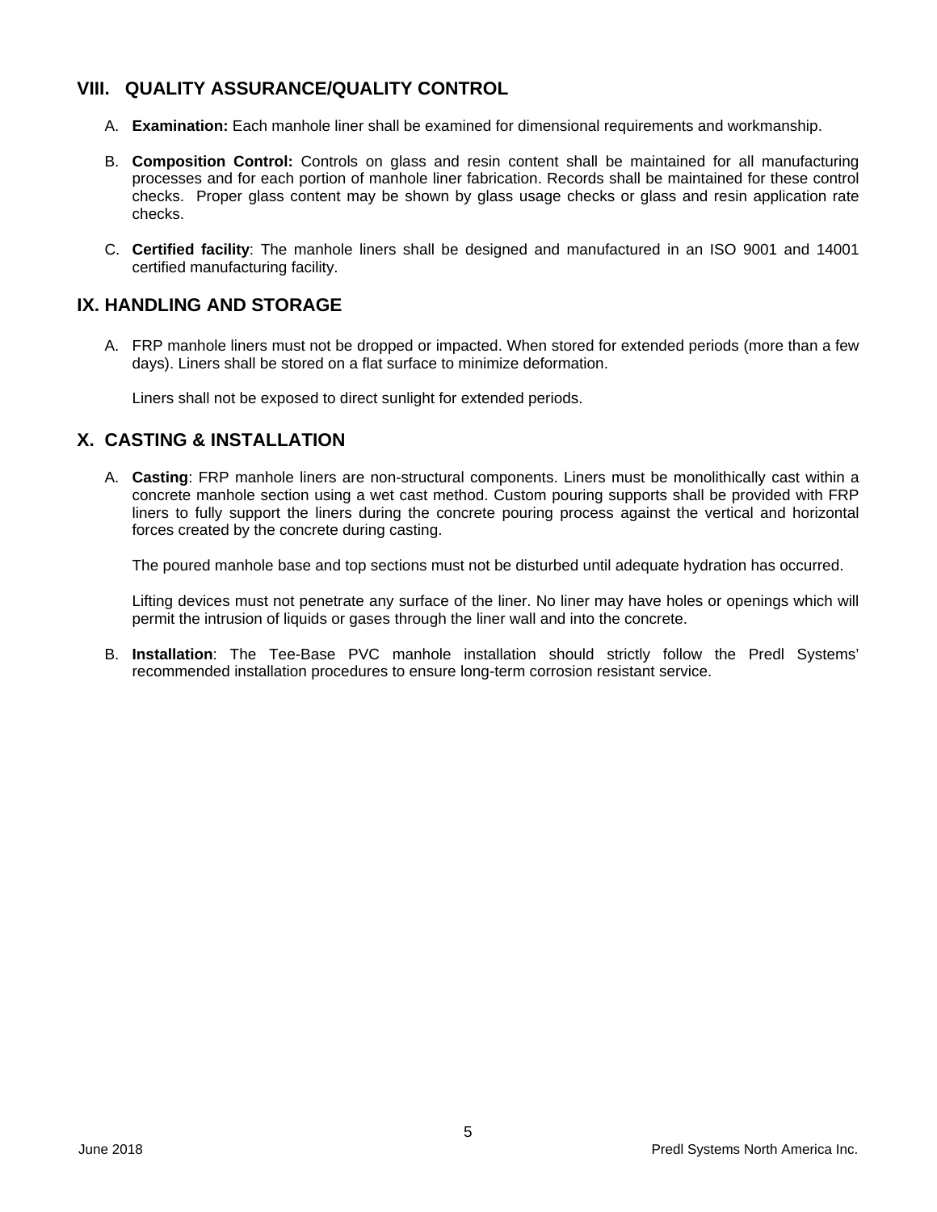## VIII. QUALITY ASSURANCE/QUALITY CONTROL

A. **Examination:** Each manhole liner shall be examined for dimensional requirements and workmanship.

B. **Composition Control:** Controls on glass and resin content shall be maintained for all manufacturing processes and for each portion of manhole liner fabrication. Records shall be maintained for these control checks. Proper glass content may be shown by glass usage checks or glass and resin application rate checks.

C. **Certified facility**: The manhole liners shall be designed and manufactured in an ISO 9001 and 14001 certified manufacturing facility.

## IX. HANDLING AND STORAGE

A. FRP manhole liners must not be dropped or impacted. When stored for extended periods (more than a few days). Liners shall be stored on a flat surface to minimize deformation.

Liners shall not be exposed to direct sunlight for extended periods.

## X. CASTING & INSTALLATION

A. **Casting**: FRP manhole liners are non-structural components. Liners must be monolithically cast within a concrete manhole section using a wet cast method. Custom pouring supports shall be provided with FRP liners to fully support the liners during the concrete pouring process against the vertical and horizontal forces created by the concrete during casting.

The poured manhole base and top sections must not be disturbed until adequate hydration has occurred.

Lifting devices must not penetrate any surface of the liner. No liner may have holes or openings which will permit the intrusion of liquids or gases through the liner wall and into the concrete.

B. **Installation**: The Tee-Base PVC manhole installation should strictly follow the Predl Systems' recommended installation procedures to ensure long-term corrosion resistant service.